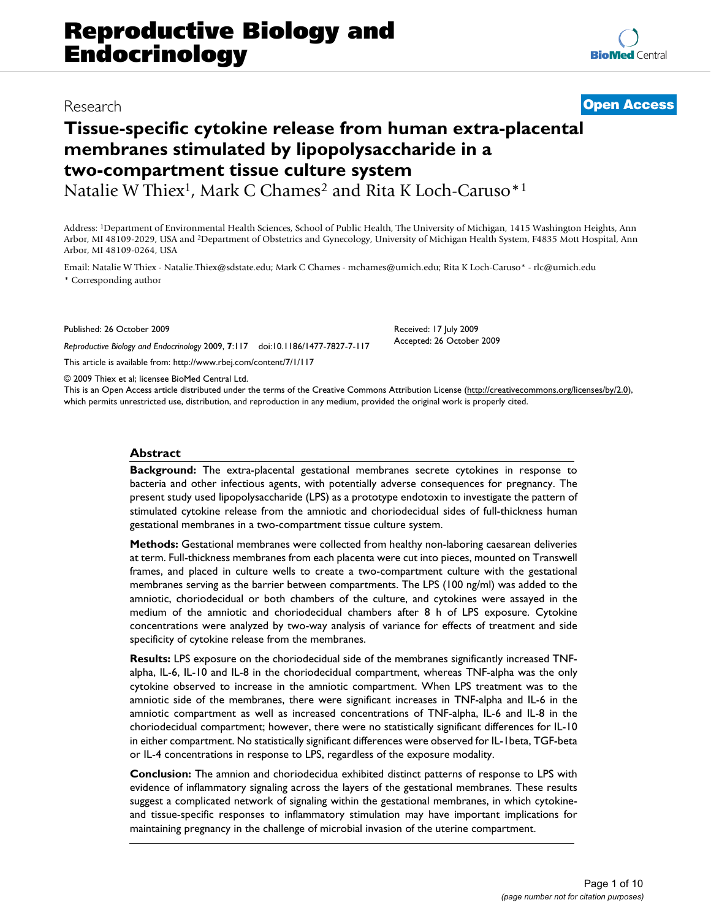Research

**Open Access**

# Tissue-specific cytokine release from human extra-placental membranes stimulated by lipopolysaccharide in a two-compartment tissue culture system

Natalie W Thiex[1], Mark C Chames[2] and Rita K Loch-Caruso*[1]

Address: [1]Department of Environmental Health Sciences, School of Public Health, The University of Michigan, 1415 Washington Heights, Ann Arbor, MI 48109-2029, USA and [2]Department of Obstetrics and Gynecology, University of Michigan Health System, F4835 Mott Hospital, Ann Arbor, MI 48109-0264, USA

Email: Natalie W Thiex - Natalie.Thiex@sdstate.edu; Mark C Chames - mchames@umich.edu; Rita K Loch-Caruso* - rlc@umich.edu

* Corresponding author

Published: 26 October 2009

*Reproductive Biology and Endocrinology* 2009, **7**:117 doi:10.1186/1477-7827-7-117

Received: 17 July 2009
Accepted: 26 October 2009

This article is available from: http://www.rbej.com/content/7/1/117

© 2009 Thiex et al; licensee BioMed Central Ltd.
This is an Open Access article distributed under the terms of the Creative Commons Attribution License (http://creativecommons.org/licenses/by/2.0), which permits unrestricted use, distribution, and reproduction in any medium, provided the original work is properly cited.

## Abstract

**Background:** The extra-placental gestational membranes secrete cytokines in response to bacteria and other infectious agents, with potentially adverse consequences for pregnancy. The present study used lipopolysaccharide (LPS) as a prototype endotoxin to investigate the pattern of stimulated cytokine release from the amniotic and choriodecidual sides of full-thickness human gestational membranes in a two-compartment tissue culture system.

**Methods:** Gestational membranes were collected from healthy non-laboring caesarean deliveries at term. Full-thickness membranes from each placenta were cut into pieces, mounted on Transwell frames, and placed in culture wells to create a two-compartment culture with the gestational membranes serving as the barrier between compartments. The LPS (100 ng/ml) was added to the amniotic, choriodecidual or both chambers of the culture, and cytokines were assayed in the medium of the amniotic and choriodecidual chambers after 8 h of LPS exposure. Cytokine concentrations were analyzed by two-way analysis of variance for effects of treatment and side specificity of cytokine release from the membranes.

**Results:** LPS exposure on the choriodecidual side of the membranes significantly increased TNF-alpha, IL-6, IL-10 and IL-8 in the choriodecidual compartment, whereas TNF-alpha was the only cytokine observed to increase in the amniotic compartment. When LPS treatment was to the amniotic side of the membranes, there were significant increases in TNF-alpha and IL-6 in the amniotic compartment as well as increased concentrations of TNF-alpha, IL-6 and IL-8 in the choriodecidual compartment; however, there were no statistically significant differences for IL-10 in either compartment. No statistically significant differences were observed for IL-1beta, TGF-beta or IL-4 concentrations in response to LPS, regardless of the exposure modality.

**Conclusion:** The amnion and choriodecidua exhibited distinct patterns of response to LPS with evidence of inflammatory signaling across the layers of the gestational membranes. These results suggest a complicated network of signaling within the gestational membranes, in which cytokine- and tissue-specific responses to inflammatory stimulation may have important implications for maintaining pregnancy in the challenge of microbial invasion of the uterine compartment.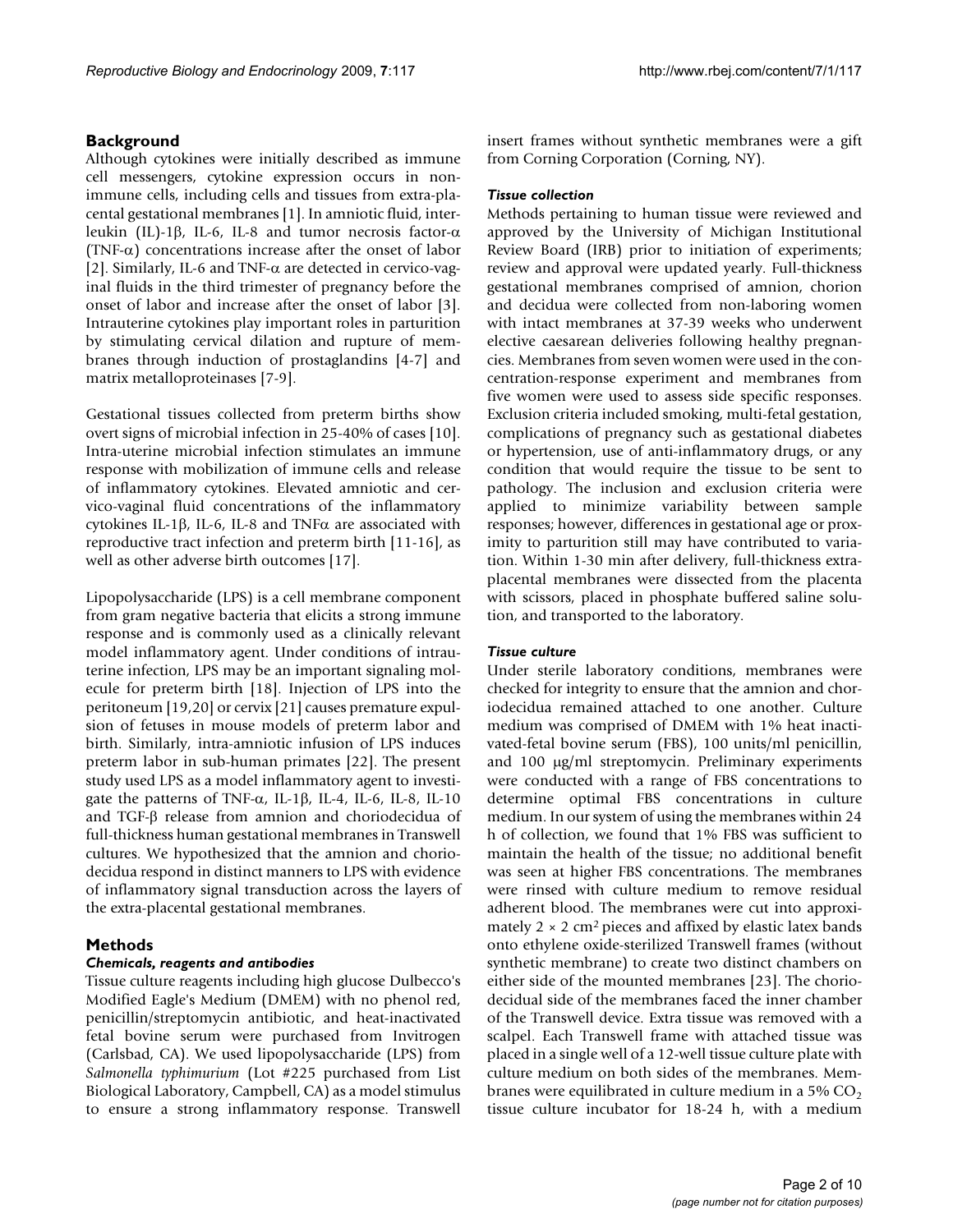## Background

Although cytokines were initially described as immune cell messengers, cytokine expression occurs in non-immune cells, including cells and tissues from extra-placental gestational membranes [1]. In amniotic fluid, interleukin (IL)-1β, IL-6, IL-8 and tumor necrosis factor-α (TNF-α) concentrations increase after the onset of labor [2]. Similarly, IL-6 and TNF-α are detected in cervico-vaginal fluids in the third trimester of pregnancy before the onset of labor and increase after the onset of labor [3]. Intrauterine cytokines play important roles in parturition by stimulating cervical dilation and rupture of membranes through induction of prostaglandins [4-7] and matrix metalloproteinases [7-9].

Gestational tissues collected from preterm births show overt signs of microbial infection in 25-40% of cases [10]. Intra-uterine microbial infection stimulates an immune response with mobilization of immune cells and release of inflammatory cytokines. Elevated amniotic and cervico-vaginal fluid concentrations of the inflammatory cytokines IL-1β, IL-6, IL-8 and TNFα are associated with reproductive tract infection and preterm birth [11-16], as well as other adverse birth outcomes [17].

Lipopolysaccharide (LPS) is a cell membrane component from gram negative bacteria that elicits a strong immune response and is commonly used as a clinically relevant model inflammatory agent. Under conditions of intrauterine infection, LPS may be an important signaling molecule for preterm birth [18]. Injection of LPS into the peritoneum [19,20] or cervix [21] causes premature expulsion of fetuses in mouse models of preterm labor and birth. Similarly, intra-amniotic infusion of LPS induces preterm labor in sub-human primates [22]. The present study used LPS as a model inflammatory agent to investigate the patterns of TNF-α, IL-1β, IL-4, IL-6, IL-8, IL-10 and TGF-β release from amnion and choriodecidua of full-thickness human gestational membranes in Transwell cultures. We hypothesized that the amnion and choriodecidua respond in distinct manners to LPS with evidence of inflammatory signal transduction across the layers of the extra-placental gestational membranes.

## Methods

### *Chemicals, reagents and antibodies*

Tissue culture reagents including high glucose Dulbecco's Modified Eagle's Medium (DMEM) with no phenol red, penicillin/streptomycin antibiotic, and heat-inactivated fetal bovine serum were purchased from Invitrogen (Carlsbad, CA). We used lipopolysaccharide (LPS) from *Salmonella typhimurium* (Lot #225 purchased from List Biological Laboratory, Campbell, CA) as a model stimulus to ensure a strong inflammatory response. Transwell insert frames without synthetic membranes were a gift from Corning Corporation (Corning, NY).

### *Tissue collection*

Methods pertaining to human tissue were reviewed and approved by the University of Michigan Institutional Review Board (IRB) prior to initiation of experiments; review and approval were updated yearly. Full-thickness gestational membranes comprised of amnion, chorion and decidua were collected from non-laboring women with intact membranes at 37-39 weeks who underwent elective caesarean deliveries following healthy pregnancies. Membranes from seven women were used in the concentration-response experiment and membranes from five women were used to assess side specific responses. Exclusion criteria included smoking, multi-fetal gestation, complications of pregnancy such as gestational diabetes or hypertension, use of anti-inflammatory drugs, or any condition that would require the tissue to be sent to pathology. The inclusion and exclusion criteria were applied to minimize variability between sample responses; however, differences in gestational age or proximity to parturition still may have contributed to variation. Within 1-30 min after delivery, full-thickness extra-placental membranes were dissected from the placenta with scissors, placed in phosphate buffered saline solution, and transported to the laboratory.

### *Tissue culture*

Under sterile laboratory conditions, membranes were checked for integrity to ensure that the amnion and choriodecidua remained attached to one another. Culture medium was comprised of DMEM with 1% heat inactivated-fetal bovine serum (FBS), 100 units/ml penicillin, and 100 μg/ml streptomycin. Preliminary experiments were conducted with a range of FBS concentrations to determine optimal FBS concentrations in culture medium. In our system of using the membranes within 24 h of collection, we found that 1% FBS was sufficient to maintain the health of the tissue; no additional benefit was seen at higher FBS concentrations. The membranes were rinsed with culture medium to remove residual adherent blood. The membranes were cut into approximately 2 × 2 $cm^2$ pieces and affixed by elastic latex bands onto ethylene oxide-sterilized Transwell frames (without synthetic membrane) to create two distinct chambers on either side of the mounted membranes [23]. The choriodecidual side of the membranes faced the inner chamber of the Transwell device. Extra tissue was removed with a scalpel. Each Transwell frame with attached tissue was placed in a single well of a 12-well tissue culture plate with culture medium on both sides of the membranes. Membranes were equilibrated in culture medium in a 5% $CO_2$ tissue culture incubator for 18-24 h, with a medium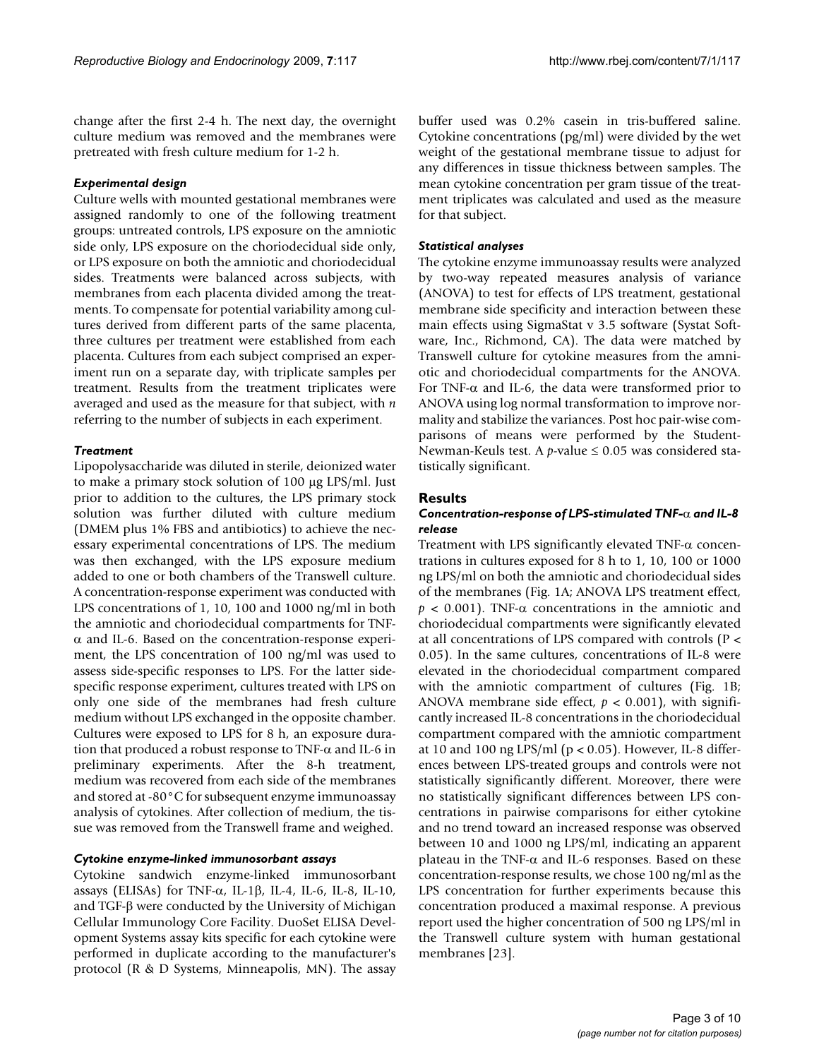change after the first 2-4 h. The next day, the overnight culture medium was removed and the membranes were pretreated with fresh culture medium for 1-2 h.

### *Experimental design*

Culture wells with mounted gestational membranes were assigned randomly to one of the following treatment groups: untreated controls, LPS exposure on the amniotic side only, LPS exposure on the choriodecidual side only, or LPS exposure on both the amniotic and choriodecidual sides. Treatments were balanced across subjects, with membranes from each placenta divided among the treatments. To compensate for potential variability among cultures derived from different parts of the same placenta, three cultures per treatment were established from each placenta. Cultures from each subject comprised an experiment run on a separate day, with triplicate samples per treatment. Results from the treatment triplicates were averaged and used as the measure for that subject, with *n* referring to the number of subjects in each experiment.

### *Treatment*

Lipopolysaccharide was diluted in sterile, deionized water to make a primary stock solution of 100 μg LPS/ml. Just prior to addition to the cultures, the LPS primary stock solution was further diluted with culture medium (DMEM plus 1% FBS and antibiotics) to achieve the necessary experimental concentrations of LPS. The medium was then exchanged, with the LPS exposure medium added to one or both chambers of the Transwell culture. A concentration-response experiment was conducted with LPS concentrations of 1, 10, 100 and 1000 ng/ml in both the amniotic and choriodecidual compartments for TNF-α and IL-6. Based on the concentration-response experiment, the LPS concentration of 100 ng/ml was used to assess side-specific responses to LPS. For the latter side-specific response experiment, cultures treated with LPS on only one side of the membranes had fresh culture medium without LPS exchanged in the opposite chamber. Cultures were exposed to LPS for 8 h, an exposure duration that produced a robust response to TNF-α and IL-6 in preliminary experiments. After the 8-h treatment, medium was recovered from each side of the membranes and stored at -80°C for subsequent enzyme immunoassay analysis of cytokines. After collection of medium, the tissue was removed from the Transwell frame and weighed.

### *Cytokine enzyme-linked immunosorbant assays*

Cytokine sandwich enzyme-linked immunosorbant assays (ELISAs) for TNF-α, IL-1β, IL-4, IL-6, IL-8, IL-10, and TGF-β were conducted by the University of Michigan Cellular Immunology Core Facility. DuoSet ELISA Development Systems assay kits specific for each cytokine were performed in duplicate according to the manufacturer's protocol (R & D Systems, Minneapolis, MN). The assay buffer used was 0.2% casein in tris-buffered saline. Cytokine concentrations (pg/ml) were divided by the wet weight of the gestational membrane tissue to adjust for any differences in tissue thickness between samples. The mean cytokine concentration per gram tissue of the treatment triplicates was calculated and used as the measure for that subject.

### *Statistical analyses*

The cytokine enzyme immunoassay results were analyzed by two-way repeated measures analysis of variance (ANOVA) to test for effects of LPS treatment, gestational membrane side specificity and interaction between these main effects using SigmaStat v 3.5 software (Systat Software, Inc., Richmond, CA). The data were matched by Transwell culture for cytokine measures from the amniotic and choriodecidual compartments for the ANOVA. For TNF-α and IL-6, the data were transformed prior to ANOVA using log normal transformation to improve normality and stabilize the variances. Post hoc pair-wise comparisons of means were performed by the Student-Newman-Keuls test. A *p*-value $\leq 0.05$ was considered statistically significant.

## Results

### *Concentration-response of LPS-stimulated TNF-α and IL-8 release*

Treatment with LPS significantly elevated TNF-α concentrations in cultures exposed for 8 h to 1, 10, 100 or 1000 ng LPS/ml on both the amniotic and choriodecidual sides of the membranes (Fig. 1A; ANOVA LPS treatment effect, $p < 0.001$). TNF-α concentrations in the amniotic and choriodecidual compartments were significantly elevated at all concentrations of LPS compared with controls ($P < 0.05$). In the same cultures, concentrations of IL-8 were elevated in the choriodecidual compartment compared with the amniotic compartment of cultures (Fig. 1B; ANOVA membrane side effect, $p < 0.001$), with significantly increased IL-8 concentrations in the choriodecidual compartment compared with the amniotic compartment at 10 and 100 ng LPS/ml ($p < 0.05$). However, IL-8 differences between LPS-treated groups and controls were not statistically significantly different. Moreover, there were no statistically significant differences between LPS concentrations in pairwise comparisons for either cytokine and no trend toward an increased response was observed between 10 and 1000 ng LPS/ml, indicating an apparent plateau in the TNF-α and IL-6 responses. Based on these concentration-response results, we chose 100 ng/ml as the LPS concentration for further experiments because this concentration produced a maximal response. A previous report used the higher concentration of 500 ng LPS/ml in the Transwell culture system with human gestational membranes [23].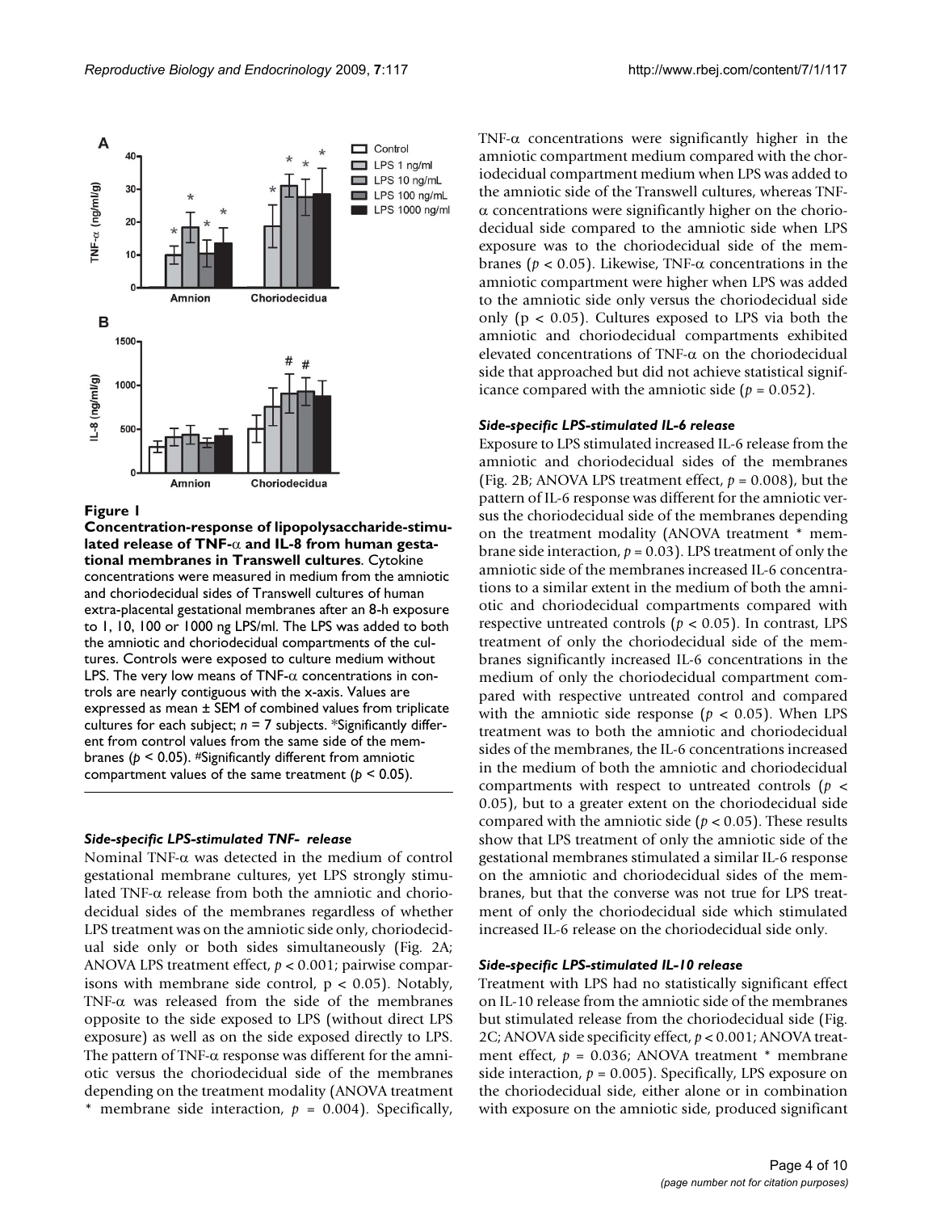**Figure 1**

**Concentration-response of lipopolysaccharide-stimulated release of TNF-α and IL-8 from human gestational membranes in Transwell cultures**. Cytokine concentrations were measured in medium from the amniotic and choriodecidual sides of Transwell cultures of human extra-placental gestational membranes after an 8-h exposure to 1, 10, 100 or 1000 ng LPS/ml. The LPS was added to both the amniotic and choriodecidual compartments of the cultures. Controls were exposed to culture medium without LPS. The very low means of TNF-α concentrations in controls are nearly contiguous with the x-axis. Values are expressed as mean ± SEM of combined values from triplicate cultures for each subject; $n = 7$ subjects. *Significantly different from control values from the same side of the membranes ($p < 0.05$). #Significantly different from amniotic compartment values of the same treatment ($p < 0.05$).

### *Side-specific LPS-stimulated TNF- release*

Nominal TNF-α was detected in the medium of control gestational membrane cultures, yet LPS strongly stimulated TNF-α release from both the amniotic and choriodecidual sides of the membranes regardless of whether LPS treatment was on the amniotic side only, choriodecidual side only or both sides simultaneously (Fig. 2A; ANOVA LPS treatment effect, $p < 0.001$; pairwise comparisons with membrane side control, $p < 0.05$). Notably, TNF-α was released from the side of the membranes opposite to the side exposed to LPS (without direct LPS exposure) as well as on the side exposed directly to LPS. The pattern of TNF-α response was different for the amniotic versus the choriodecidual side of the membranes depending on the treatment modality (ANOVA treatment * membrane side interaction, $p = 0.004$). Specifically, TNF-α concentrations were significantly higher in the amniotic compartment medium compared with the choriodecidual compartment medium when LPS was added to the amniotic side of the Transwell cultures, whereas TNF-α concentrations were significantly higher on the choriodecidual side compared to the amniotic side when LPS exposure was to the choriodecidual side of the membranes ($p < 0.05$). Likewise, TNF-α concentrations in the amniotic compartment were higher when LPS was added to the amniotic side only versus the choriodecidual side only ($p < 0.05$). Cultures exposed to LPS via both the amniotic and choriodecidual compartments exhibited elevated concentrations of TNF-α on the choriodecidual side that approached but did not achieve statistical significance compared with the amniotic side ($p = 0.052$).

### *Side-specific LPS-stimulated IL-6 release*

Exposure to LPS stimulated increased IL-6 release from the amniotic and choriodecidual sides of the membranes (Fig. 2B; ANOVA LPS treatment effect, $p = 0.008$), but the pattern of IL-6 response was different for the amniotic versus the choriodecidual side of the membranes depending on the treatment modality (ANOVA treatment * membrane side interaction, $p = 0.03$). LPS treatment of only the amniotic side of the membranes increased IL-6 concentrations to a similar extent in the medium of both the amniotic and choriodecidual compartments compared with respective untreated controls ($p < 0.05$). In contrast, LPS treatment of only the choriodecidual side of the membranes significantly increased IL-6 concentrations in the medium of only the choriodecidual compartment compared with respective untreated control and compared with the amniotic side response ($p < 0.05$). When LPS treatment was to both the amniotic and choriodecidual sides of the membranes, the IL-6 concentrations increased in the medium of both the amniotic and choriodecidual compartments with respect to untreated controls ($p < 0.05$), but to a greater extent on the choriodecidual side compared with the amniotic side ($p < 0.05$). These results show that LPS treatment of only the amniotic side of the gestational membranes stimulated a similar IL-6 response on the amniotic and choriodecidual sides of the membranes, but that the converse was not true for LPS treatment of only the choriodecidual side which stimulated increased IL-6 release on the choriodecidual side only.

### *Side-specific LPS-stimulated IL-10 release*

Treatment with LPS had no statistically significant effect on IL-10 release from the amniotic side of the membranes but stimulated release from the choriodecidual side (Fig. 2C; ANOVA side specificity effect, $p < 0.001$; ANOVA treatment effect, $p = 0.036$; ANOVA treatment * membrane side interaction, $p = 0.005$). Specifically, LPS exposure on the choriodecidual side, either alone or in combination with exposure on the amniotic side, produced significant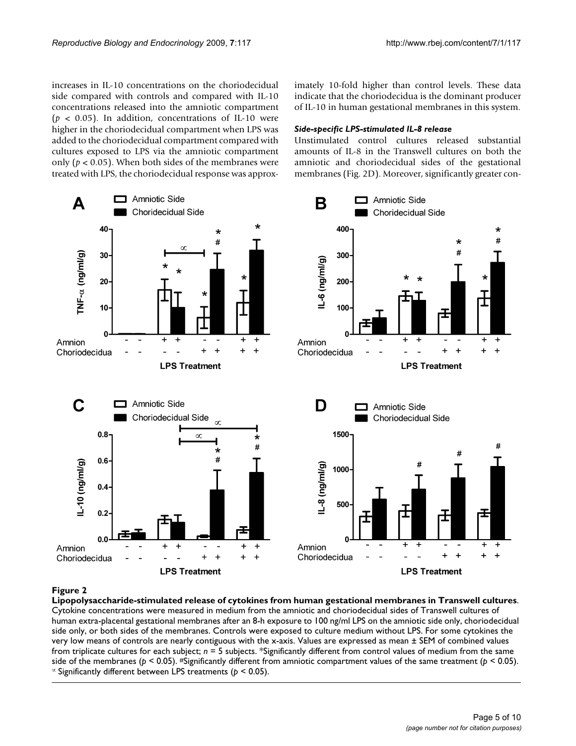increases in IL-10 concentrations on the choriodecidual side compared with controls and compared with IL-10 concentrations released into the amniotic compartment ($p < 0.05$). In addition, concentrations of IL-10 were higher in the choriodecidual compartment when LPS was added to the choriodecidual compartment compared with cultures exposed to LPS via the amniotic compartment only ($p < 0.05$). When both sides of the membranes were treated with LPS, the choriodecidual response was approximately 10-fold higher than control levels. These data indicate that the choriodecidua is the dominant producer of IL-10 in human gestational membranes in this system.

### *Side-specific LPS-stimulated IL-8 release*

Unstimulated control cultures released substantial amounts of IL-8 in the Transwell cultures on both the amniotic and choriodecidual sides of the gestational membranes (Fig. 2D). Moreover, significantly greater con-

**Figure 2**

**Lipopolysaccharide-stimulated release of cytokines from human gestational membranes in Transwell cultures**. Cytokine concentrations were measured in medium from the amniotic and choriodecidual sides of Transwell cultures of human extra-placental gestational membranes after an 8-h exposure to 100 ng/ml LPS on the amniotic side only, choriodecidual side only, or both sides of the membranes. Controls were exposed to culture medium without LPS. For some cytokines the very low means of controls are nearly contiguous with the x-axis. Values are expressed as mean ± SEM of combined values from triplicate cultures for each subject; $n = 5$ subjects. *Significantly different from control values of medium from the same side of the membranes ($p < 0.05$). #Significantly different from amniotic compartment values of the same treatment ($p < 0.05$). $\propto$ Significantly different between LPS treatments ($p < 0.05$).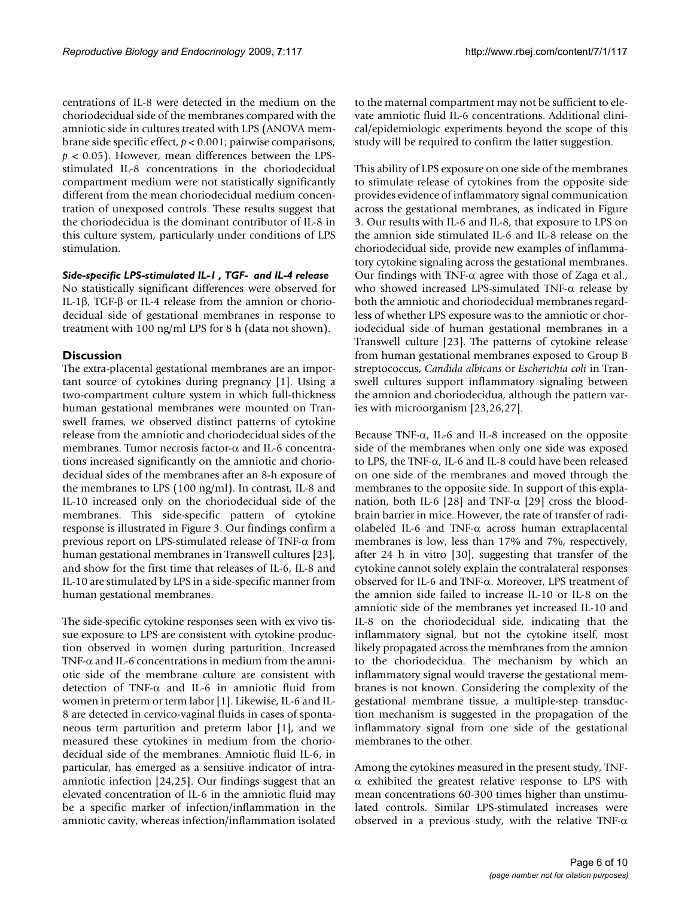centrations of IL-8 were detected in the medium on the choriodecidual side of the membranes compared with the amniotic side in cultures treated with LPS (ANOVA membrane side specific effect, $p < 0.001$; pairwise comparisons, $p < 0.05$). However, mean differences between the LPS-stimulated IL-8 concentrations in the choriodecidual compartment medium were not statistically significantly different from the mean choriodecidual medium concentration of unexposed controls. These results suggest that the choriodecidua is the dominant contributor of IL-8 in this culture system, particularly under conditions of LPS stimulation.

### *Side-specific LPS-stimulated IL-1, TGF- and IL-4 release*

No statistically significant differences were observed for IL-1β, TGF-β or IL-4 release from the amnion or choriodecidual side of gestational membranes in response to treatment with 100 ng/ml LPS for 8 h (data not shown).

## Discussion

The extra-placental gestational membranes are an important source of cytokines during pregnancy [1]. Using a two-compartment culture system in which full-thickness human gestational membranes were mounted on Transwell frames, we observed distinct patterns of cytokine release from the amniotic and choriodecidual sides of the membranes. Tumor necrosis factor-α and IL-6 concentrations increased significantly on the amniotic and choriodecidual sides of the membranes after an 8-h exposure of the membranes to LPS (100 ng/ml). In contrast, IL-8 and IL-10 increased only on the choriodecidual side of the membranes. This side-specific pattern of cytokine response is illustrated in Figure 3. Our findings confirm a previous report on LPS-stimulated release of TNF-α from human gestational membranes in Transwell cultures [23], and show for the first time that releases of IL-6, IL-8 and IL-10 are stimulated by LPS in a side-specific manner from human gestational membranes.

The side-specific cytokine responses seen with ex vivo tissue exposure to LPS are consistent with cytokine production observed in women during parturition. Increased TNF-α and IL-6 concentrations in medium from the amniotic side of the membrane culture are consistent with detection of TNF-α and IL-6 in amniotic fluid from women in preterm or term labor [1]. Likewise, IL-6 and IL-8 are detected in cervico-vaginal fluids in cases of spontaneous term parturition and preterm labor [1], and we measured these cytokines in medium from the choriodecidual side of the membranes. Amniotic fluid IL-6, in particular, has emerged as a sensitive indicator of intra-amniotic infection [24,25]. Our findings suggest that an elevated concentration of IL-6 in the amniotic fluid may be a specific marker of infection/inflammation in the amniotic cavity, whereas infection/inflammation isolated to the maternal compartment may not be sufficient to elevate amniotic fluid IL-6 concentrations. Additional clinical/epidemiologic experiments beyond the scope of this study will be required to confirm the latter suggestion.

This ability of LPS exposure on one side of the membranes to stimulate release of cytokines from the opposite side provides evidence of inflammatory signal communication across the gestational membranes, as indicated in Figure 3. Our results with IL-6 and IL-8, that exposure to LPS on the amnion side stimulated IL-6 and IL-8 release on the choriodecidual side, provide new examples of inflammatory cytokine signaling across the gestational membranes. Our findings with TNF-α agree with those of Zaga et al., who showed increased LPS-simulated TNF-α release by both the amniotic and choriodecidual membranes regardless of whether LPS exposure was to the amniotic or choriodecidual side of human gestational membranes in a Transwell culture [23]. The patterns of cytokine release from human gestational membranes exposed to Group B streptococcus, *Candida albicans* or *Escherichia coli* in Transwell cultures support inflammatory signaling between the amnion and choriodecidua, although the pattern varies with microorganism [23,26,27].

Because TNF-α, IL-6 and IL-8 increased on the opposite side of the membranes when only one side was exposed to LPS, the TNF-α, IL-6 and IL-8 could have been released on one side of the membranes and moved through the membranes to the opposite side. In support of this explanation, both IL-6 [28] and TNF-α [29] cross the blood-brain barrier in mice. However, the rate of transfer of radiolabeled IL-6 and TNF-α across human extraplacental membranes is low, less than 17% and 7%, respectively, after 24 h in vitro [30], suggesting that transfer of the cytokine cannot solely explain the contralateral responses observed for IL-6 and TNF-α. Moreover, LPS treatment of the amnion side failed to increase IL-10 or IL-8 on the amniotic side of the membranes yet increased IL-10 and IL-8 on the choriodecidual side, indicating that the inflammatory signal, but not the cytokine itself, most likely propagated across the membranes from the amnion to the choriodecidua. The mechanism by which an inflammatory signal would traverse the gestational membranes is not known. Considering the complexity of the gestational membrane tissue, a multiple-step transduction mechanism is suggested in the propagation of the inflammatory signal from one side of the gestational membranes to the other.

Among the cytokines measured in the present study, TNF-α exhibited the greatest relative response to LPS with mean concentrations 60-300 times higher than unstimulated controls. Similar LPS-stimulated increases were observed in a previous study, with the relative TNF-α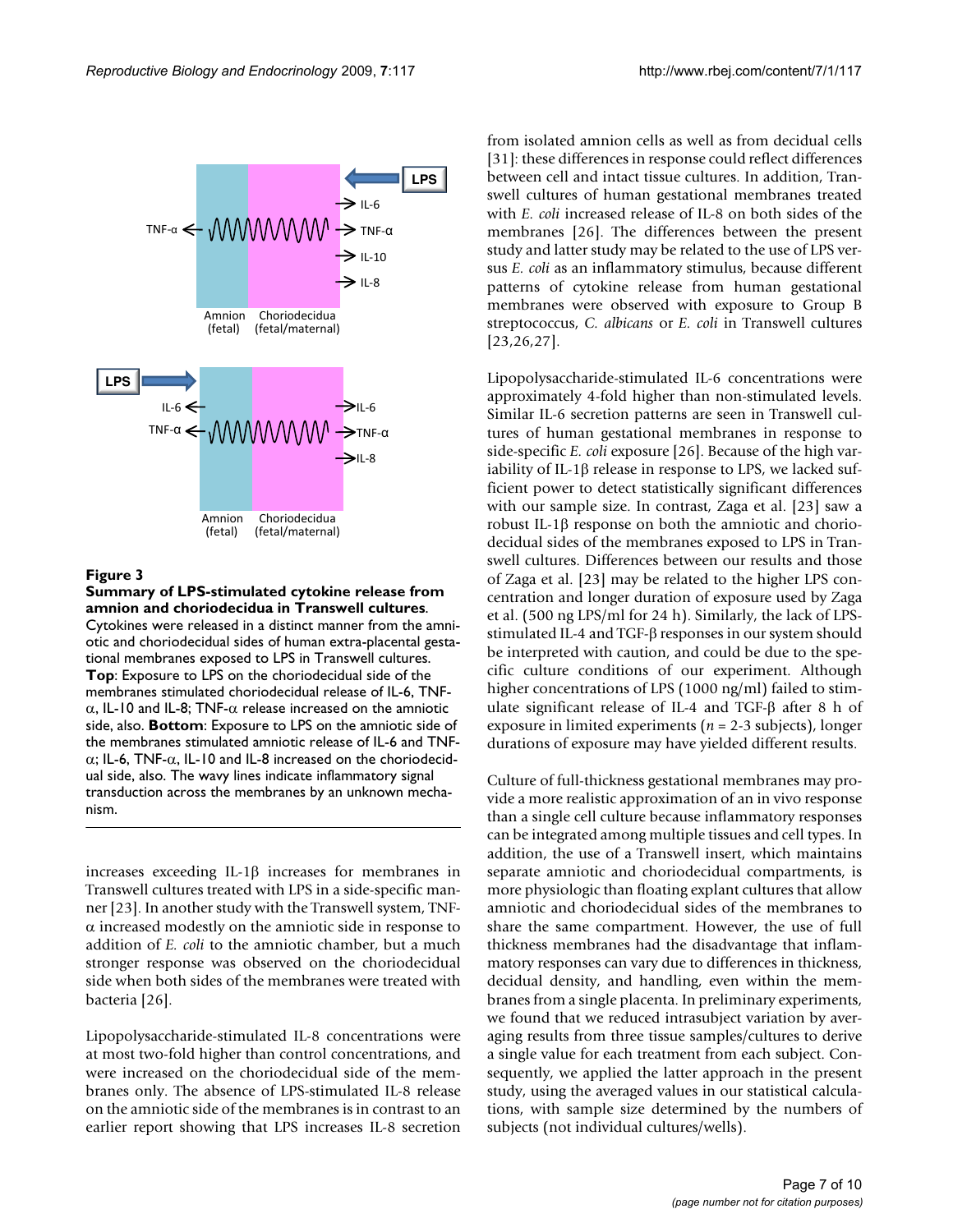**Figure 3**

**Summary of LPS-stimulated cytokine release from amnion and choriodecidua in Transwell cultures**. Cytokines were released in a distinct manner from the amniotic and choriodecidual sides of human extra-placental gestational membranes exposed to LPS in Transwell cultures. **Top**: Exposure to LPS on the choriodecidual side of the membranes stimulated choriodecidual release of IL-6, TNF-α, IL-10 and IL-8; TNF-α release increased on the amniotic side, also. **Bottom**: Exposure to LPS on the amniotic side of the membranes stimulated amniotic release of IL-6 and TNF-α; IL-6, TNF-α, IL-10 and IL-8 increased on the choriodecidual side, also. The wavy lines indicate inflammatory signal transduction across the membranes by an unknown mechanism.

increases exceeding IL-1β increases for membranes in Transwell cultures treated with LPS in a side-specific manner [23]. In another study with the Transwell system, TNF-α increased modestly on the amniotic side in response to addition of *E. coli* to the amniotic chamber, but a much stronger response was observed on the choriodecidual side when both sides of the membranes were treated with bacteria [26].

Lipopolysaccharide-stimulated IL-8 concentrations were at most two-fold higher than control concentrations, and were increased on the choriodecidual side of the membranes only. The absence of LPS-stimulated IL-8 release on the amniotic side of the membranes is in contrast to an earlier report showing that LPS increases IL-8 secretion from isolated amnion cells as well as from decidual cells [31]: these differences in response could reflect differences between cell and intact tissue cultures. In addition, Transwell cultures of human gestational membranes treated with *E. coli* increased release of IL-8 on both sides of the membranes [26]. The differences between the present study and latter study may be related to the use of LPS versus *E. coli* as an inflammatory stimulus, because different patterns of cytokine release from human gestational membranes were observed with exposure to Group B streptococcus, *C. albicans* or *E. coli* in Transwell cultures [23,26,27].

Lipopolysaccharide-stimulated IL-6 concentrations were approximately 4-fold higher than non-stimulated levels. Similar IL-6 secretion patterns are seen in Transwell cultures of human gestational membranes in response to side-specific *E. coli* exposure [26]. Because of the high variability of IL-1β release in response to LPS, we lacked sufficient power to detect statistically significant differences with our sample size. In contrast, Zaga et al. [23] saw a robust IL-1β response on both the amniotic and choriodecidual sides of the membranes exposed to LPS in Transwell cultures. Differences between our results and those of Zaga et al. [23] may be related to the higher LPS concentration and longer duration of exposure used by Zaga et al. (500 ng LPS/ml for 24 h). Similarly, the lack of LPS-stimulated IL-4 and TGF-β responses in our system should be interpreted with caution, and could be due to the specific culture conditions of our experiment. Although higher concentrations of LPS (1000 ng/ml) failed to stimulate significant release of IL-4 and TGF-β after 8 h of exposure in limited experiments ($n$ = 2-3 subjects), longer durations of exposure may have yielded different results.

Culture of full-thickness gestational membranes may provide a more realistic approximation of an in vivo response than a single cell culture because inflammatory responses can be integrated among multiple tissues and cell types. In addition, the use of a Transwell insert, which maintains separate amniotic and choriodecidual compartments, is more physiologic than floating explant cultures that allow amniotic and choriodecidual sides of the membranes to share the same compartment. However, the use of full thickness membranes had the disadvantage that inflammatory responses can vary due to differences in thickness, decidual density, and handling, even within the membranes from a single placenta. In preliminary experiments, we found that we reduced intrasubject variation by averaging results from three tissue samples/cultures to derive a single value for each treatment from each subject. Consequently, we applied the latter approach in the present study, using the averaged values in our statistical calculations, with sample size determined by the numbers of subjects (not individual cultures/wells).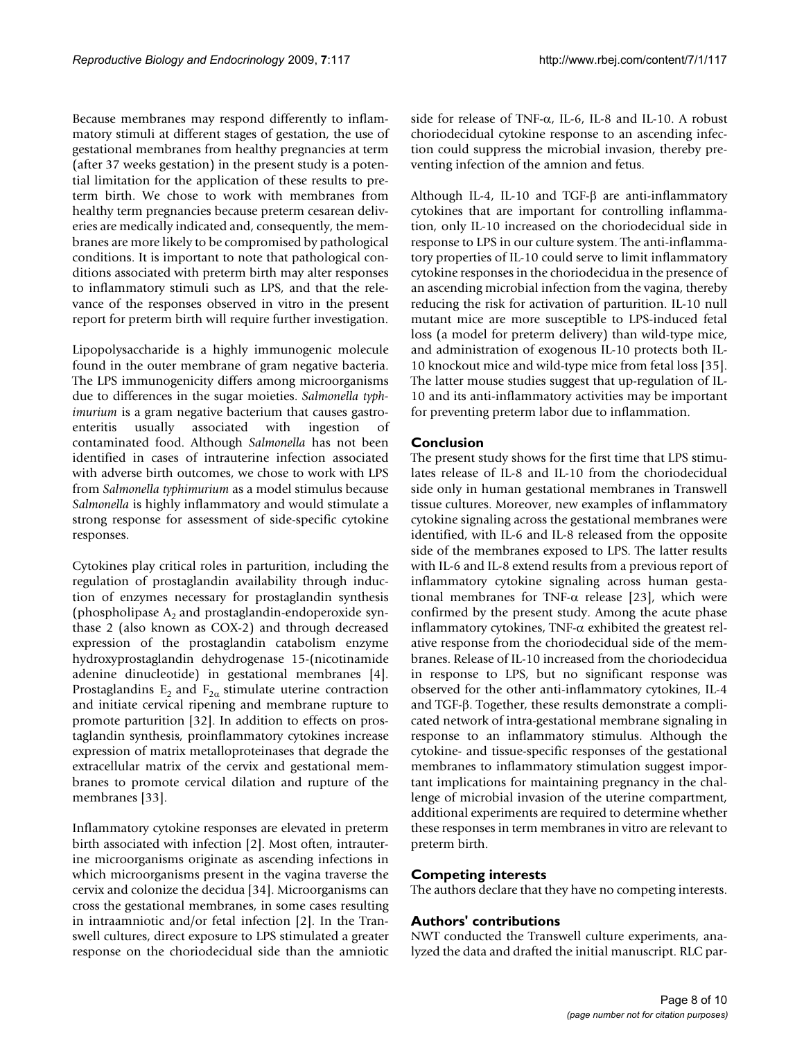Because membranes may respond differently to inflammatory stimuli at different stages of gestation, the use of gestational membranes from healthy pregnancies at term (after 37 weeks gestation) in the present study is a potential limitation for the application of these results to preterm birth. We chose to work with membranes from healthy term pregnancies because preterm cesarean deliveries are medically indicated and, consequently, the membranes are more likely to be compromised by pathological conditions. It is important to note that pathological conditions associated with preterm birth may alter responses to inflammatory stimuli such as LPS, and that the relevance of the responses observed in vitro in the present report for preterm birth will require further investigation.

Lipopolysaccharide is a highly immunogenic molecule found in the outer membrane of gram negative bacteria. The LPS immunogenicity differs among microorganisms due to differences in the sugar moieties. *Salmonella typhimurium* is a gram negative bacterium that causes gastroenteritis usually associated with ingestion of contaminated food. Although *Salmonella* has not been identified in cases of intrauterine infection associated with adverse birth outcomes, we chose to work with LPS from *Salmonella typhimurium* as a model stimulus because *Salmonella* is highly inflammatory and would stimulate a strong response for assessment of side-specific cytokine responses.

Cytokines play critical roles in parturition, including the regulation of prostaglandin availability through induction of enzymes necessary for prostaglandin synthesis (phospholipase $A_2$ and prostaglandin-endoperoxide synthase 2 (also known as COX-2) and through decreased expression of the prostaglandin catabolism enzyme hydroxyprostaglandin dehydrogenase 15-(nicotinamide adenine dinucleotide) in gestational membranes [4]. Prostaglandins $E_2$ and $F_{2\alpha}$ stimulate uterine contraction and initiate cervical ripening and membrane rupture to promote parturition [32]. In addition to effects on prostaglandin synthesis, proinflammatory cytokines increase expression of matrix metalloproteinases that degrade the extracellular matrix of the cervix and gestational membranes to promote cervical dilation and rupture of the membranes [33].

Inflammatory cytokine responses are elevated in preterm birth associated with infection [2]. Most often, intrauterine microorganisms originate as ascending infections in which microorganisms present in the vagina traverse the cervix and colonize the decidua [34]. Microorganisms can cross the gestational membranes, in some cases resulting in intraamniotic and/or fetal infection [2]. In the Transwell cultures, direct exposure to LPS stimulated a greater response on the choriodecidual side than the amniotic side for release of TNF-α, IL-6, IL-8 and IL-10. A robust choriodecidual cytokine response to an ascending infection could suppress the microbial invasion, thereby preventing infection of the amnion and fetus.

Although IL-4, IL-10 and TGF-β are anti-inflammatory cytokines that are important for controlling inflammation, only IL-10 increased on the choriodecidual side in response to LPS in our culture system. The anti-inflammatory properties of IL-10 could serve to limit inflammatory cytokine responses in the choriodecidua in the presence of an ascending microbial infection from the vagina, thereby reducing the risk for activation of parturition. IL-10 null mutant mice are more susceptible to LPS-induced fetal loss (a model for preterm delivery) than wild-type mice, and administration of exogenous IL-10 protects both IL-10 knockout mice and wild-type mice from fetal loss [35]. The latter mouse studies suggest that up-regulation of IL-10 and its anti-inflammatory activities may be important for preventing preterm labor due to inflammation.

## Conclusion

The present study shows for the first time that LPS stimulates release of IL-8 and IL-10 from the choriodecidual side only in human gestational membranes in Transwell tissue cultures. Moreover, new examples of inflammatory cytokine signaling across the gestational membranes were identified, with IL-6 and IL-8 released from the opposite side of the membranes exposed to LPS. The latter results with IL-6 and IL-8 extend results from a previous report of inflammatory cytokine signaling across human gestational membranes for TNF-α release [23], which were confirmed by the present study. Among the acute phase inflammatory cytokines, TNF-α exhibited the greatest relative response from the choriodecidual side of the membranes. Release of IL-10 increased from the choriodecidua in response to LPS, but no significant response was observed for the other anti-inflammatory cytokines, IL-4 and TGF-β. Together, these results demonstrate a complicated network of intra-gestational membrane signaling in response to an inflammatory stimulus. Although the cytokine- and tissue-specific responses of the gestational membranes to inflammatory stimulation suggest important implications for maintaining pregnancy in the challenge of microbial invasion of the uterine compartment, additional experiments are required to determine whether these responses in term membranes in vitro are relevant to preterm birth.

## Competing interests

The authors declare that they have no competing interests.

## Authors' contributions

NWT conducted the Transwell culture experiments, analyzed the data and drafted the initial manuscript. RLC par-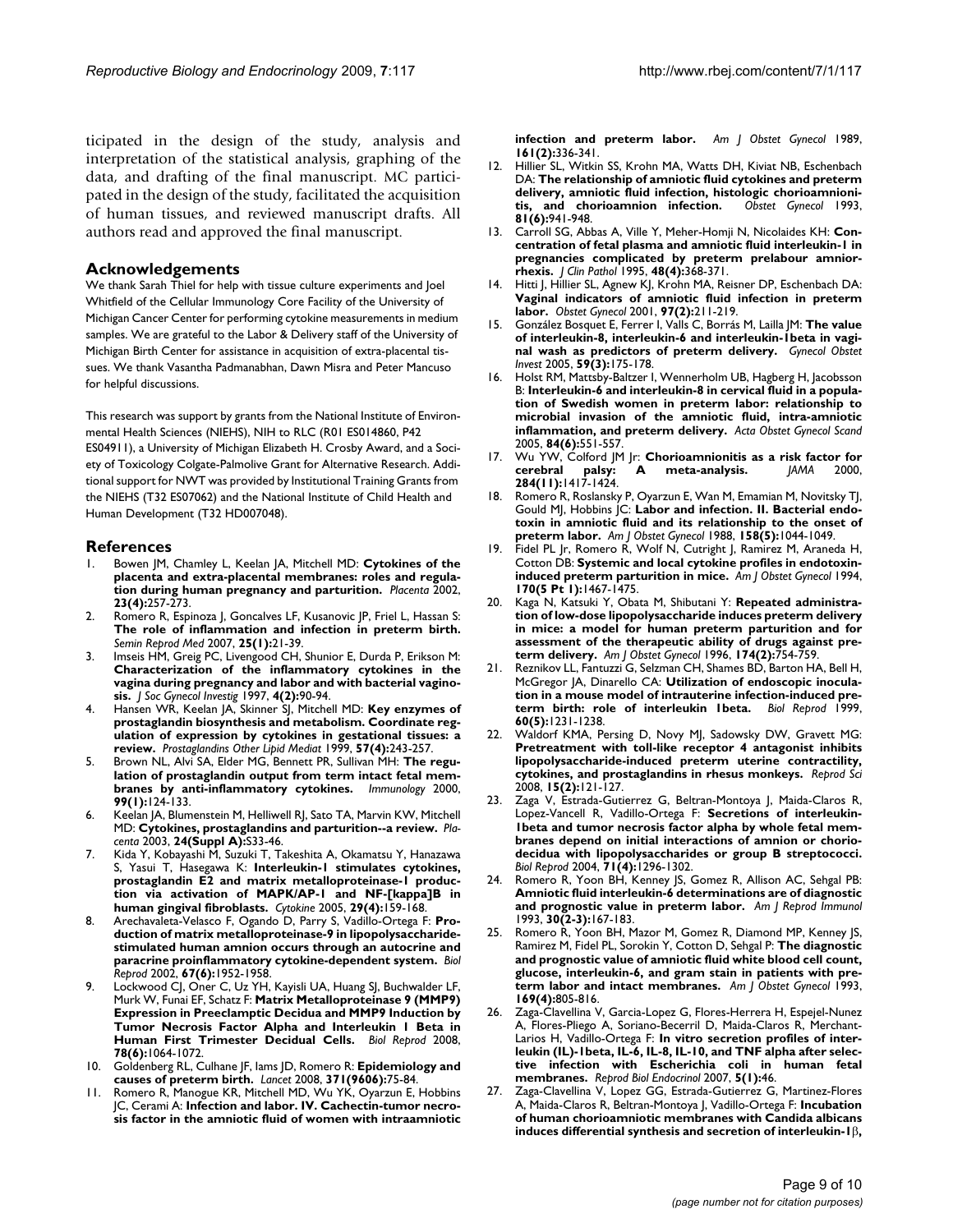ticipated in the design of the study, analysis and interpretation of the statistical analysis, graphing of the data, and drafting of the final manuscript. MC participated in the design of the study, facilitated the acquisition of human tissues, and reviewed manuscript drafts. All authors read and approved the final manuscript.

## Acknowledgements

We thank Sarah Thiel for help with tissue culture experiments and Joel Whitfield of the Cellular Immunology Core Facility of the University of Michigan Cancer Center for performing cytokine measurements in medium samples. We are grateful to the Labor & Delivery staff of the University of Michigan Birth Center for assistance in acquisition of extra-placental tissues. We thank Vasantha Padmanabhan, Dawn Misra and Peter Mancuso for helpful discussions.

This research was support by grants from the National Institute of Environmental Health Sciences (NIEHS), NIH to RLC (R01 ES014860, P42 ES04911), a University of Michigan Elizabeth H. Crosby Award, and a Society of Toxicology Colgate-Palmolive Grant for Alternative Research. Additional support for NWT was provided by Institutional Training Grants from the NIEHS (T32 ES07062) and the National Institute of Child Health and Human Development (T32 HD007048).

## References

1. Bowen JM, Chamley L, Keelan JA, Mitchell MD: **Cytokines of the placenta and extra-placental membranes: roles and regulation during human pregnancy and parturition.** *Placenta* 2002, **23(4):**257-273.
2. Romero R, Espinoza J, Goncalves LF, Kusanovic JP, Friel L, Hassan S: **The role of inflammation and infection in preterm birth.** *Semin Reprod Med* 2007, **25(1):**21-39.
3. Imseis HM, Greig PC, Livengood CH, Shunior E, Durda P, Erikson M: **Characterization of the inflammatory cytokines in the vagina during pregnancy and labor and with bacterial vaginosis.** *J Soc Gynecol Investig* 1997, **4(2):**90-94.
4. Hansen WR, Keelan JA, Skinner SJ, Mitchell MD: **Key enzymes of prostaglandin biosynthesis and metabolism. Coordinate regulation of expression by cytokines in gestational tissues: a review.** *Prostaglandins Other Lipid Mediat* 1999, **57(4):**243-257.
5. Brown NL, Alvi SA, Elder MG, Bennett PR, Sullivan MH: **The regulation of prostaglandin output from term intact fetal membranes by anti-inflammatory cytokines.** *Immunology* 2000, **99(1):**124-133.
6. Keelan JA, Blumenstein M, Helliwell RJ, Sato TA, Marvin KW, Mitchell MD: **Cytokines, prostaglandins and parturition--a review.** *Placenta* 2003, **24(Suppl A):**S33-46.
7. Kida Y, Kobayashi M, Suzuki T, Takeshita A, Okamatsu Y, Hanazawa S, Yasui T, Hasegawa K: **Interleukin-1 stimulates cytokines, prostaglandin E2 and matrix metalloproteinase-1 production via activation of MAPK/AP-1 and NF-[kappa]B in human gingival fibroblasts.** *Cytokine* 2005, **29(4):**159-168.
8. Arechavaleta-Velasco F, Ogando D, Parry S, Vadillo-Ortega F: **Production of matrix metalloproteinase-9 in lipopolysaccharide-stimulated human amnion occurs through an autocrine and paracrine proinflammatory cytokine-dependent system.** *Biol Reprod* 2002, **67(6):**1952-1958.
9. Lockwood CJ, Oner C, Uz YH, Kayisli UA, Huang SJ, Buchwalder LF, Murk W, Funai EF, Schatz F: **Matrix Metalloproteinase 9 (MMP9) Expression in Preeclamptic Decidua and MMP9 Induction by Tumor Necrosis Factor Alpha and Interleukin 1 Beta in Human First Trimester Decidual Cells.** *Biol Reprod* 2008, **78(6):**1064-1072.
10. Goldenberg RL, Culhane JF, Iams JD, Romero R: **Epidemiology and causes of preterm birth.** *Lancet* 2008, **371(9606):**75-84.
11. Romero R, Manogue KR, Mitchell MD, Wu YK, Oyarzun E, Hobbins JC, Cerami A: **Infection and labor. IV. Cachectin-tumor necrosis factor in the amniotic fluid of women with intraamniotic infection and preterm labor.** *Am J Obstet Gynecol* 1989, **161(2):**336-341.
12. Hillier SL, Witkin SS, Krohn MA, Watts DH, Kiviat NB, Eschenbach DA: **The relationship of amniotic fluid cytokines and preterm delivery, amniotic fluid infection, histologic chorioamnionitis, and chorioamnion infection.** *Obstet Gynecol* 1993, **81(6):**941-948.
13. Carroll SG, Abbas A, Ville Y, Meher-Homji N, Nicolaides KH: **Concentration of fetal plasma and amniotic fluid interleukin-1 in pregnancies complicated by preterm prelabour amniorrhexis.** *J Clin Pathol* 1995, **48(4):**368-371.
14. Hitti J, Hillier SL, Agnew KJ, Krohn MA, Reisner DP, Eschenbach DA: **Vaginal indicators of amniotic fluid infection in preterm labor.** *Obstet Gynecol* 2001, **97(2):**211-219.
15. González Bosquet E, Ferrer I, Valls C, Borrás M, Lailla JM: **The value of interleukin-8, interleukin-6 and interleukin-1beta in vaginal wash as predictors of preterm delivery.** *Gynecol Obstet Invest* 2005, **59(3):**175-178.
16. Holst RM, Mattsby-Baltzer I, Wennerholm UB, Hagberg H, Jacobsson B: **Interleukin-6 and interleukin-8 in cervical fluid in a population of Swedish women in preterm labor: relationship to microbial invasion of the amniotic fluid, intra-amniotic inflammation, and preterm delivery.** *Acta Obstet Gynecol Scand* 2005, **84(6):**551-557.
17. Wu YW, Colford JM Jr: **Chorioamnionitis as a risk factor for cerebral palsy: A meta-analysis.** *JAMA* 2000, **284(11):**1417-1424.
18. Romero R, Roslansky P, Oyarzun E, Wan M, Emamian M, Novitsky TJ, Gould MJ, Hobbins JC: **Labor and infection. II. Bacterial endotoxin in amniotic fluid and its relationship to the onset of preterm labor.** *Am J Obstet Gynecol* 1988, **158(5):**1044-1049.
19. Fidel PL Jr, Romero R, Wolf N, Cutright J, Ramirez M, Araneda H, Cotton DB: **Systemic and local cytokine profiles in endotoxin-induced preterm parturition in mice.** *Am J Obstet Gynecol* 1994, **170(5 Pt 1):**1467-1475.
20. Kaga N, Katsuki Y, Obata M, Shibutani Y: **Repeated administration of low-dose lipopolysaccharide induces preterm delivery in mice: a model for human preterm parturition and for assessment of the therapeutic ability of drugs against preterm delivery.** *Am J Obstet Gynecol* 1996, **174(2):**754-759.
21. Reznikov LL, Fantuzzi G, Selzman CH, Shames BD, Barton HA, Bell H, McGregor JA, Dinarello CA: **Utilization of endoscopic inoculation in a mouse model of intrauterine infection-induced preterm birth: role of interleukin 1beta.** *Biol Reprod* 1999, **60(5):**1231-1238.
22. Waldorf KMA, Persing D, Novy MJ, Sadowsky DW, Gravett MG: **Pretreatment with toll-like receptor 4 antagonist inhibits lipopolysaccharide-induced preterm uterine contractility, cytokines, and prostaglandins in rhesus monkeys.** *Reprod Sci* 2008, **15(2):**121-127.
23. Zaga V, Estrada-Gutierrez G, Beltran-Montoya J, Maida-Claros R, Lopez-Vancell R, Vadillo-Ortega F: **Secretions of interleukin-1beta and tumor necrosis factor alpha by whole fetal membranes depend on initial interactions of amnion or choriodecidua with lipopolysaccharides or group B streptococci.** *Biol Reprod* 2004, **71(4):**1296-1302.
24. Romero R, Yoon BH, Kenney JS, Gomez R, Allison AC, Sehgal PB: **Amniotic fluid interleukin-6 determinations are of diagnostic and prognostic value in preterm labor.** *Am J Reprod Immunol* 1993, **30(2-3):**167-183.
25. Romero R, Yoon BH, Mazor M, Gomez R, Diamond MP, Kenney JS, Ramirez M, Fidel PL, Sorokin Y, Cotton D, Sehgal P: **The diagnostic and prognostic value of amniotic fluid white blood cell count, glucose, interleukin-6, and gram stain in patients with preterm labor and intact membranes.** *Am J Obstet Gynecol* 1993, **169(4):**805-816.
26. Zaga-Clavellina V, Garcia-Lopez G, Flores-Herrera H, Espejel-Nunez A, Flores-Pliego A, Soriano-Becerril D, Maida-Claros R, Merchant-Larios H, Vadillo-Ortega F: **In vitro secretion profiles of interleukin (IL)-1beta, IL-6, IL-8, IL-10, and TNF alpha after selective infection with Escherichia coli in human fetal membranes.** *Reprod Biol Endocrinol* 2007, **5(1):**46.
27. Zaga-Clavellina V, Lopez GG, Estrada-Gutierrez G, Martinez-Flores A, Maida-Claros R, Beltran-Montoya J, Vadillo-Ortega F: **Incubation of human chorioamniotic membranes with Candida albicans induces differential synthesis and secretion of interleukin-1β,**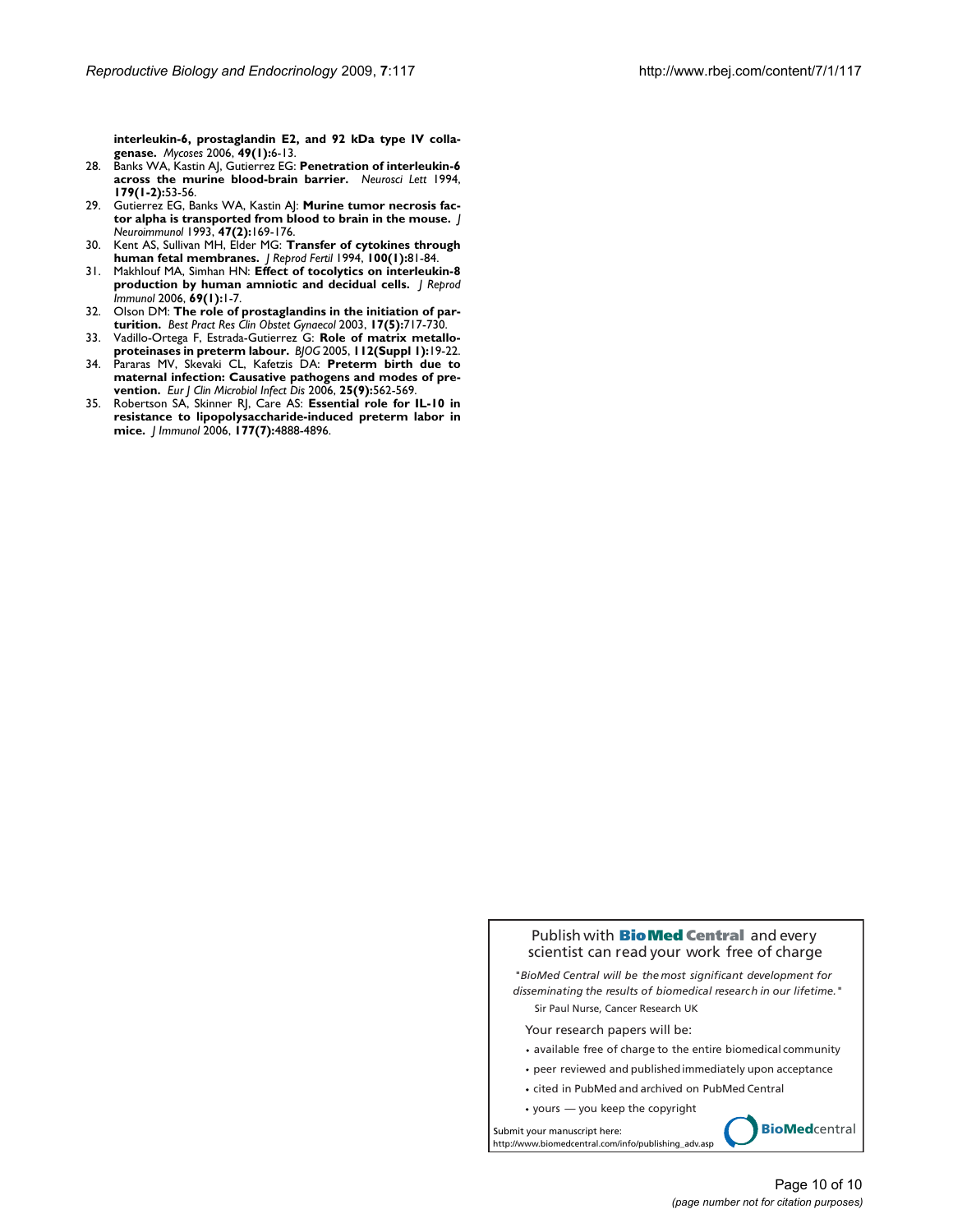**interleukin-6, prostaglandin E2, and 92 kDa type IV collagenase.** *Mycoses* 2006, **49(1):**6-13.

28. Banks WA, Kastin AJ, Gutierrez EG: **Penetration of interleukin-6 across the murine blood-brain barrier.** *Neurosci Lett* 1994, **179(1-2):**53-56.
29. Gutierrez EG, Banks WA, Kastin AJ: **Murine tumor necrosis factor alpha is transported from blood to brain in the mouse.** *J Neuroimmunol* 1993, **47(2):**169-176.
30. Kent AS, Sullivan MH, Elder MG: **Transfer of cytokines through human fetal membranes.** *J Reprod Fertil* 1994, **100(1):**81-84.
31. Makhlouf MA, Simhan HN: **Effect of tocolytics on interleukin-8 production by human amniotic and decidual cells.** *J Reprod Immunol* 2006, **69(1):**1-7.
32. Olson DM: **The role of prostaglandins in the initiation of parturition.** *Best Pract Res Clin Obstet Gynaecol* 2003, **17(5):**717-730.
33. Vadillo-Ortega F, Estrada-Gutierrez G: **Role of matrix metalloproteinases in preterm labour.** *BJOG* 2005, **112(Suppl 1):**19-22.
34. Pararas MV, Skevaki CL, Kafetzis DA: **Preterm birth due to maternal infection: Causative pathogens and modes of prevention.** *Eur J Clin Microbiol Infect Dis* 2006, **25(9):**562-569.
35. Robertson SA, Skinner RJ, Care AS: **Essential role for IL-10 in resistance to lipopolysaccharide-induced preterm labor in mice.** *J Immunol* 2006, **177(7):**4888-4896.

Publish with **BioMed Central** and every scientist can read your work free of charge

*"BioMed Central will be the most significant development for disseminating the results of biomedical research in our lifetime."*

Sir Paul Nurse, Cancer Research UK

Your research papers will be:

- available free of charge to the entire biomedical community
- peer reviewed and published immediately upon acceptance
- cited in PubMed and archived on PubMed Central
- yours — you keep the copyright

Submit your manuscript here:
http://www.biomedcentral.com/info/publishing_adv.asp

**BioMed**central